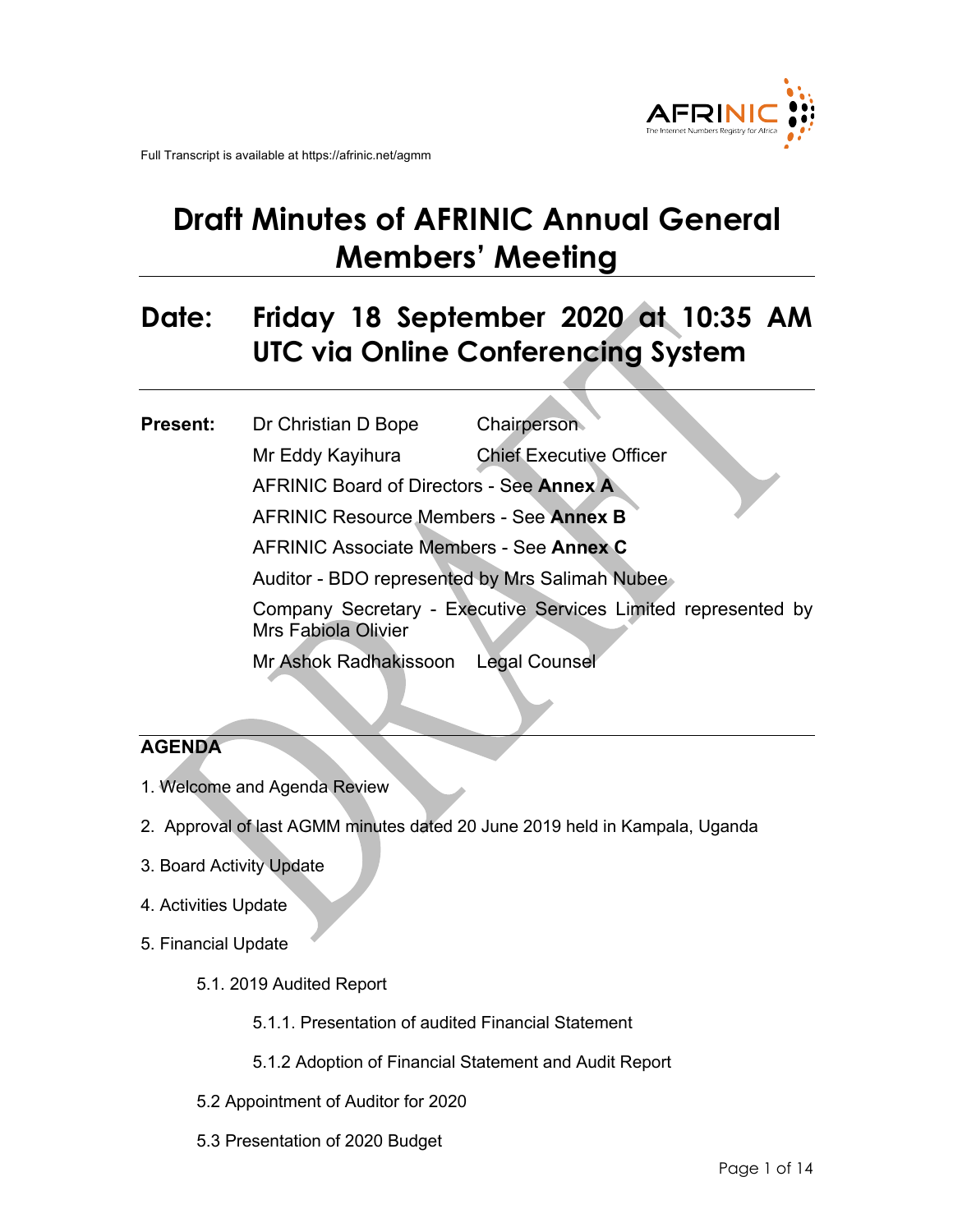Full Transcript is available at https://afrinic.net/agmm

# Draft Minutes of AFRINIC Annual General Members' Meeting

## Date: Friday 18 September 2020 at 10:35 AM UTC via Online Conferencing System

**Present:**

| | |
|---|---|
| Dr Christian D Bope | Chairperson |
| Mr Eddy Kayihura | Chief Executive Officer |

AFRINIC Board of Directors - See **Annex A**

AFRINIC Resource Members - See **Annex B**

AFRINIC Associate Members - See **Annex C**

Auditor - BDO represented by Mrs Salimah Nubee

Company Secretary - Executive Services Limited represented by Mrs Fabiola Olivier

Mr Ashok Radhakissoon — Legal Counsel

## AGENDA

1. Welcome and Agenda Review
2. Approval of last AGMM minutes dated 20 June 2019 held in Kampala, Uganda
3. Board Activity Update
4. Activities Update
5. Financial Update
   - 5.1. 2019 Audited Report
     - 5.1.1. Presentation of audited Financial Statement
     - 5.1.2 Adoption of Financial Statement and Audit Report
   - 5.2 Appointment of Auditor for 2020
   - 5.3 Presentation of 2020 Budget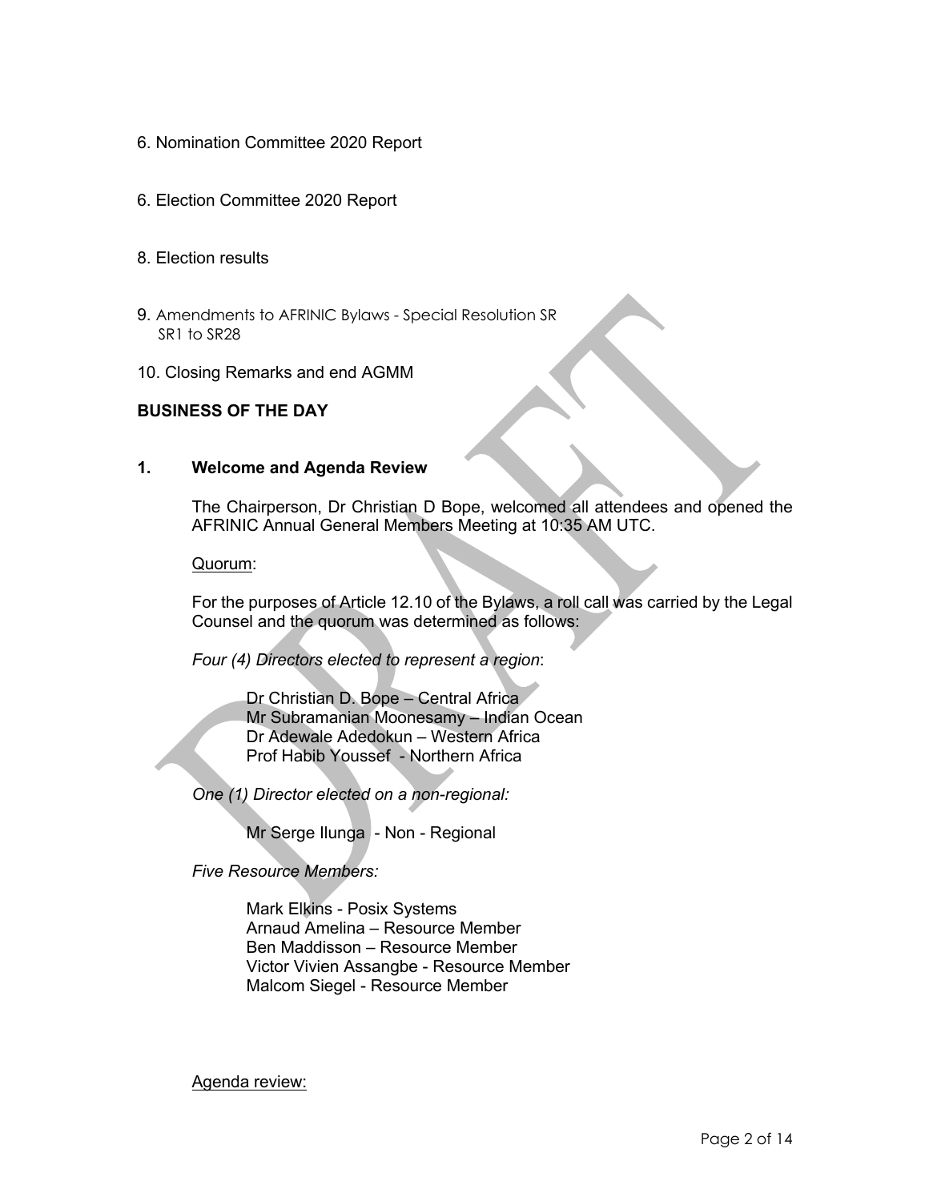6. Nomination Committee 2020 Report

6. Election Committee 2020 Report

8. Election results

9. Amendments to AFRINIC Bylaws - Special Resolution SR
   SR1 to SR28

10. Closing Remarks and end AGMM

**BUSINESS OF THE DAY**

**1. Welcome and Agenda Review**

The Chairperson, Dr Christian D Bope, welcomed all attendees and opened the AFRINIC Annual General Members Meeting at 10:35 AM UTC.

Quorum:

For the purposes of Article 12.10 of the Bylaws, a roll call was carried by the Legal Counsel and the quorum was determined as follows:

*Four (4) Directors elected to represent a region*:

Dr Christian D. Bope – Central Africa
Mr Subramanian Moonesamy – Indian Ocean
Dr Adewale Adedokun – Western Africa
Prof Habib Youssef - Northern Africa

*One (1) Director elected on a non-regional:*

Mr Serge Ilunga - Non - Regional

*Five Resource Members:*

Mark Elkins - Posix Systems
Arnaud Amelina – Resource Member
Ben Maddisson – Resource Member
Victor Vivien Assangbe - Resource Member
Malcom Siegel - Resource Member

Agenda review: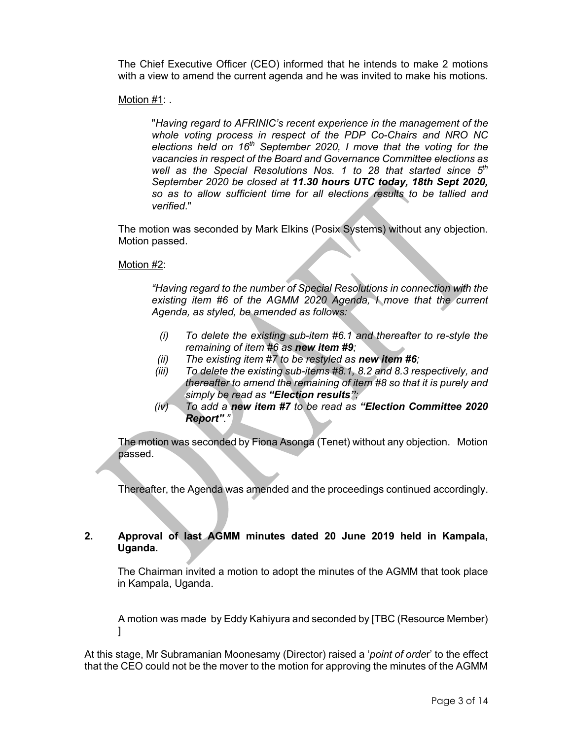The Chief Executive Officer (CEO) informed that he intends to make 2 motions with a view to amend the current agenda and he was invited to make his motions.

Motion #1: .

> "*Having regard to AFRINIC's recent experience in the management of the whole voting process in respect of the PDP Co-Chairs and NRO NC elections held on 16th September 2020, I move that the voting for the vacancies in respect of the Board and Governance Committee elections as well as the Special Resolutions Nos. 1 to 28 that started since 5th September 2020 be closed at **11.30 hours UTC today, 18th Sept 2020,** so as to allow sufficient time for all elections results to be tallied and verified*."

The motion was seconded by Mark Elkins (Posix Systems) without any objection. Motion passed.

Motion #2:

> *"Having regard to the number of Special Resolutions in connection with the existing item #6 of the AGMM 2020 Agenda, I move that the current Agenda, as styled, be amended as follows:*
>
> *(i) To delete the existing sub-item #6.1 and thereafter to re-style the remaining of item #6 as **new item #9**;*
> *(ii) The existing item #7 to be restyled as **new item #6**;*
> *(iii) To delete the existing sub-items #8.1, 8.2 and 8.3 respectively, and thereafter to amend the remaining of item #8 so that it is purely and simply be read as **"Election results"**;*
> *(iv) To add a **new item #7** to be read as **"Election Committee 2020 Report"**."*

The motion was seconded by Fiona Asonga (Tenet) without any objection. Motion passed.

Thereafter, the Agenda was amended and the proceedings continued accordingly.

## 2. Approval of last AGMM minutes dated 20 June 2019 held in Kampala, Uganda.

The Chairman invited a motion to adopt the minutes of the AGMM that took place in Kampala, Uganda.

A motion was made by Eddy Kahiyura and seconded by [TBC (Resource Member) ]

At this stage, Mr Subramanian Moonesamy (Director) raised a '*point of order*' to the effect that the CEO could not be the mover to the motion for approving the minutes of the AGMM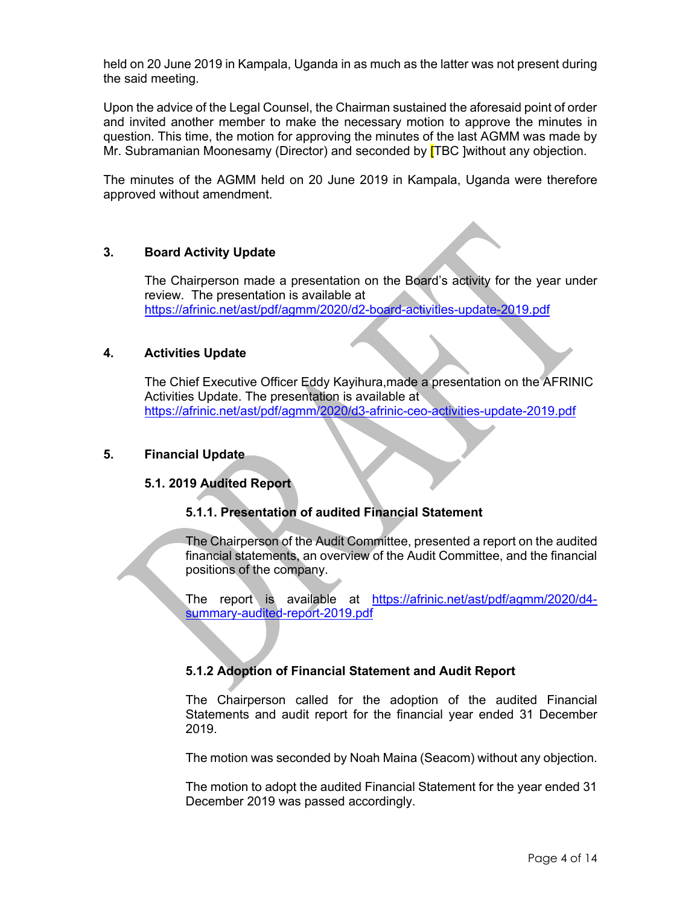held on 20 June 2019 in Kampala, Uganda in as much as the latter was not present during the said meeting.

Upon the advice of the Legal Counsel, the Chairman sustained the aforesaid point of order and invited another member to make the necessary motion to approve the minutes in question. This time, the motion for approving the minutes of the last AGMM was made by Mr. Subramanian Moonesamy (Director) and seconded by [TBC ]without any objection.

The minutes of the AGMM held on 20 June 2019 in Kampala, Uganda were therefore approved without amendment.

## 3. Board Activity Update

The Chairperson made a presentation on the Board's activity for the year under review. The presentation is available at https://afrinic.net/ast/pdf/agmm/2020/d2-board-activities-update-2019.pdf

## 4. Activities Update

The Chief Executive Officer Eddy Kayihura,made a presentation on the AFRINIC Activities Update. The presentation is available at https://afrinic.net/ast/pdf/agmm/2020/d3-afrinic-ceo-activities-update-2019.pdf

## 5. Financial Update

### 5.1. 2019 Audited Report

#### 5.1.1. Presentation of audited Financial Statement

The Chairperson of the Audit Committee, presented a report on the audited financial statements, an overview of the Audit Committee, and the financial positions of the company.

The report is available at https://afrinic.net/ast/pdf/agmm/2020/d4-summary-audited-report-2019.pdf

#### 5.1.2 Adoption of Financial Statement and Audit Report

The Chairperson called for the adoption of the audited Financial Statements and audit report for the financial year ended 31 December 2019.

The motion was seconded by Noah Maina (Seacom) without any objection.

The motion to adopt the audited Financial Statement for the year ended 31 December 2019 was passed accordingly.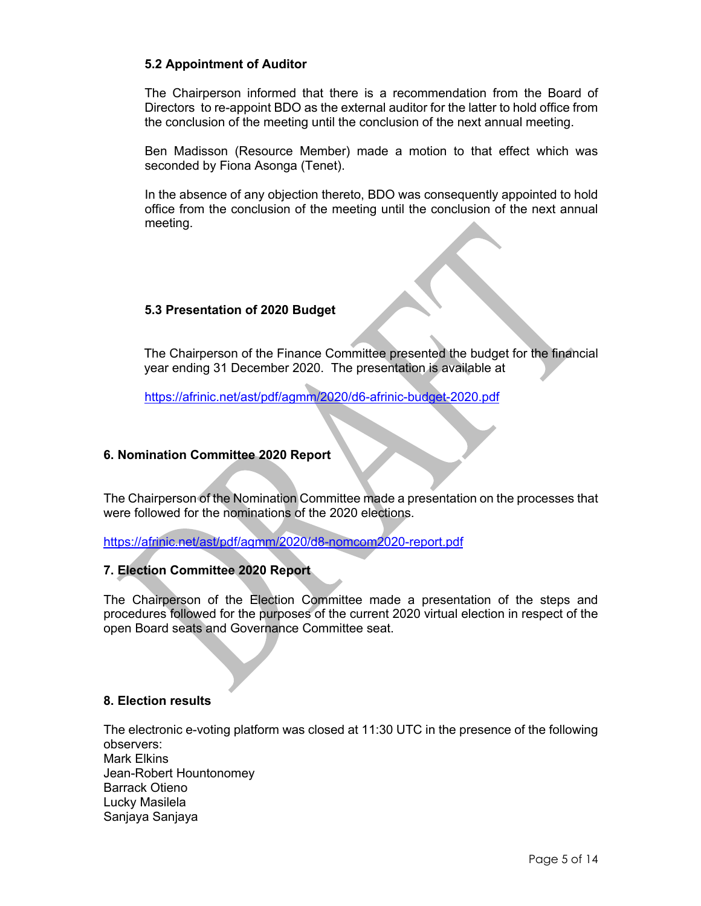### 5.2 Appointment of Auditor

The Chairperson informed that there is a recommendation from the Board of Directors to re-appoint BDO as the external auditor for the latter to hold office from the conclusion of the meeting until the conclusion of the next annual meeting.

Ben Madisson (Resource Member) made a motion to that effect which was seconded by Fiona Asonga (Tenet).

In the absence of any objection thereto, BDO was consequently appointed to hold office from the conclusion of the meeting until the conclusion of the next annual meeting.

### 5.3 Presentation of 2020 Budget

The Chairperson of the Finance Committee presented the budget for the financial year ending 31 December 2020. The presentation is available at

https://afrinic.net/ast/pdf/agmm/2020/d6-afrinic-budget-2020.pdf

## 6. Nomination Committee 2020 Report

The Chairperson of the Nomination Committee made a presentation on the processes that were followed for the nominations of the 2020 elections.

https://afrinic.net/ast/pdf/agmm/2020/d8-nomcom2020-report.pdf

## 7. Election Committee 2020 Report

The Chairperson of the Election Committee made a presentation of the steps and procedures followed for the purposes of the current 2020 virtual election in respect of the open Board seats and Governance Committee seat.

## 8. Election results

The electronic e-voting platform was closed at 11:30 UTC in the presence of the following observers:
Mark Elkins
Jean-Robert Hountonomey
Barrack Otieno
Lucky Masilela
Sanjaya Sanjaya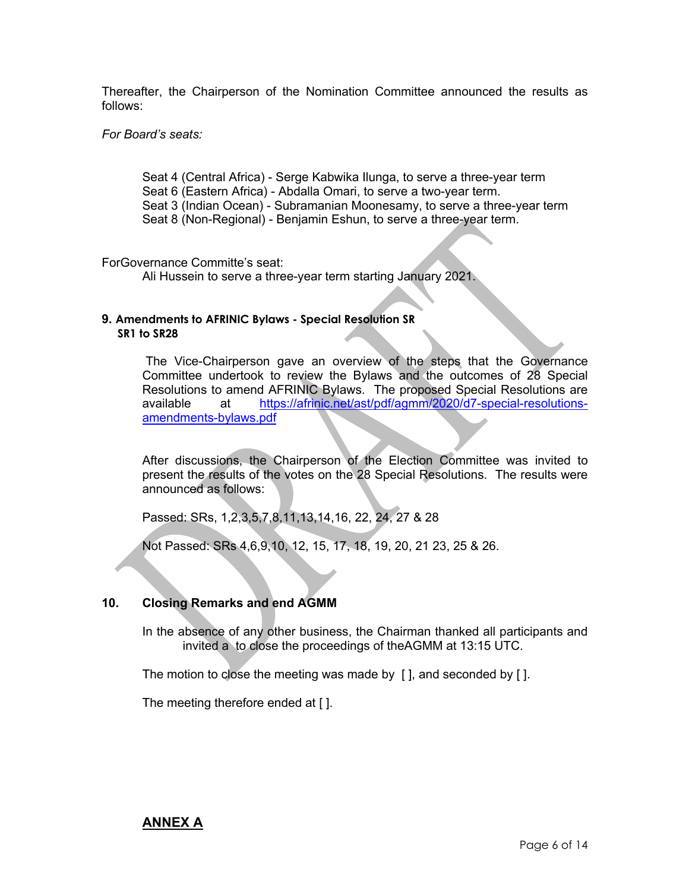Thereafter, the Chairperson of the Nomination Committee announced the results as follows:

*For Board's seats:*

Seat 4 (Central Africa) - Serge Kabwika Ilunga, to serve a three-year term
Seat 6 (Eastern Africa) - Abdalla Omari, to serve a two-year term.
Seat 3 (Indian Ocean) - Subramanian Moonesamy, to serve a three-year term
Seat 8 (Non-Regional) - Benjamin Eshun, to serve a three-year term.

ForGovernance Committe's seat:
Ali Hussein to serve a three-year term starting January 2021.

**9. Amendments to AFRINIC Bylaws - Special Resolution SR SR1 to SR28**

The Vice-Chairperson gave an overview of the steps that the Governance Committee undertook to review the Bylaws and the outcomes of 28 Special Resolutions to amend AFRINIC Bylaws. The proposed Special Resolutions are available at https://afrinic.net/ast/pdf/agmm/2020/d7-special-resolutions-amendments-bylaws.pdf

After discussions, the Chairperson of the Election Committee was invited to present the results of the votes on the 28 Special Resolutions. The results were announced as follows:

Passed: SRs, 1,2,3,5,7,8,11,13,14,16, 22, 24, 27 & 28

Not Passed: SRs 4,6,9,10, 12, 15, 17, 18, 19, 20, 21 23, 25 & 26.

**10. Closing Remarks and end AGMM**

In the absence of any other business, the Chairman thanked all participants and invited a to close the proceedings of theAGMM at 13:15 UTC.

The motion to close the meeting was made by [ ], and seconded by [ ].

The meeting therefore ended at [ ].

**ANNEX A**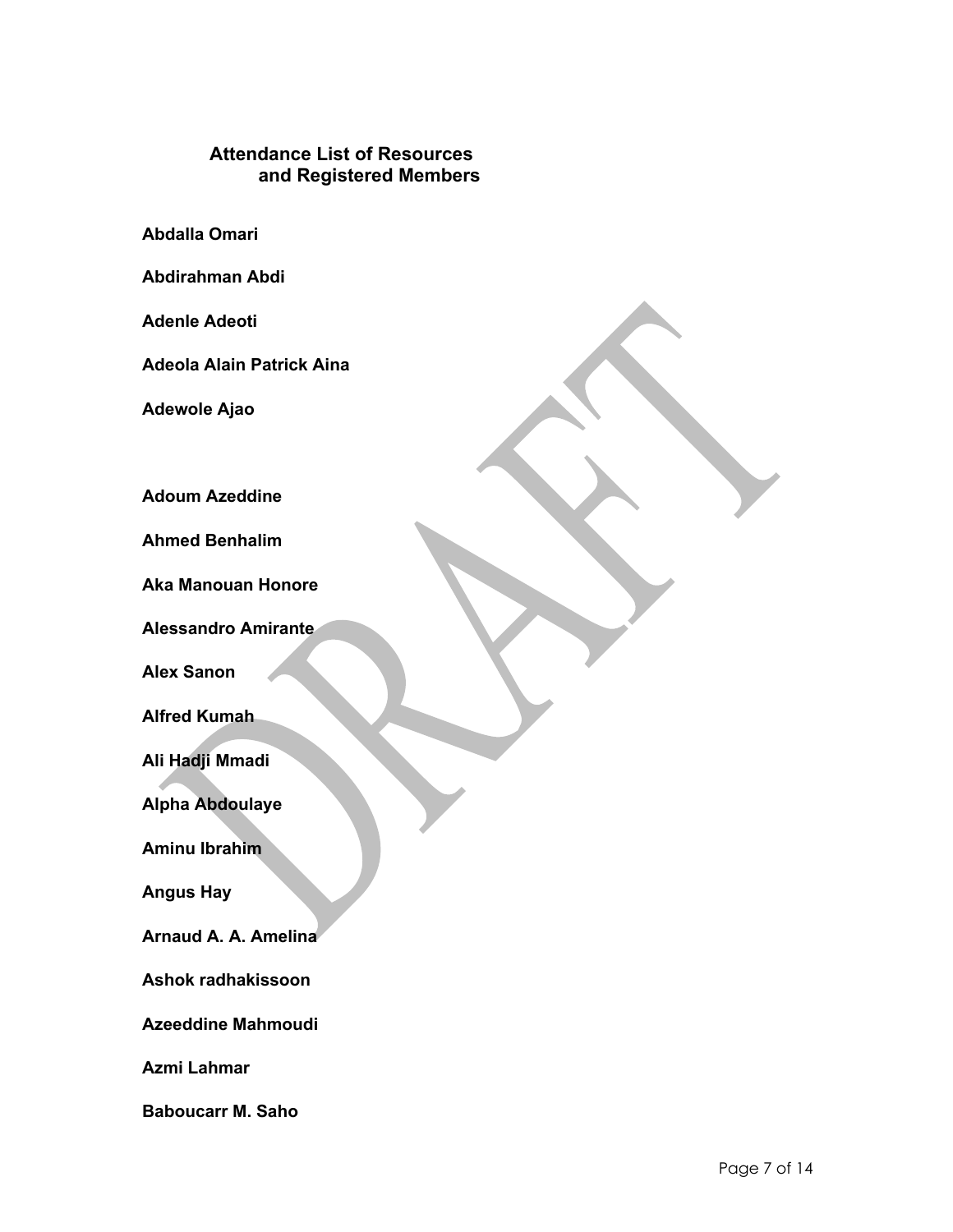## Attendance List of Resources and Registered Members

**Abdalla Omari**

**Abdirahman Abdi**

**Adenle Adeoti**

**Adeola Alain Patrick Aina**

**Adewole Ajao**

**Adoum Azeddine**

**Ahmed Benhalim**

**Aka Manouan Honore**

**Alessandro Amirante**

**Alex Sanon**

**Alfred Kumah**

**Ali Hadji Mmadi**

**Alpha Abdoulaye**

**Aminu Ibrahim**

**Angus Hay**

**Arnaud A. A. Amelina**

**Ashok radhakissoon**

**Azeeddine Mahmoudi**

**Azmi Lahmar**

**Baboucarr M. Saho**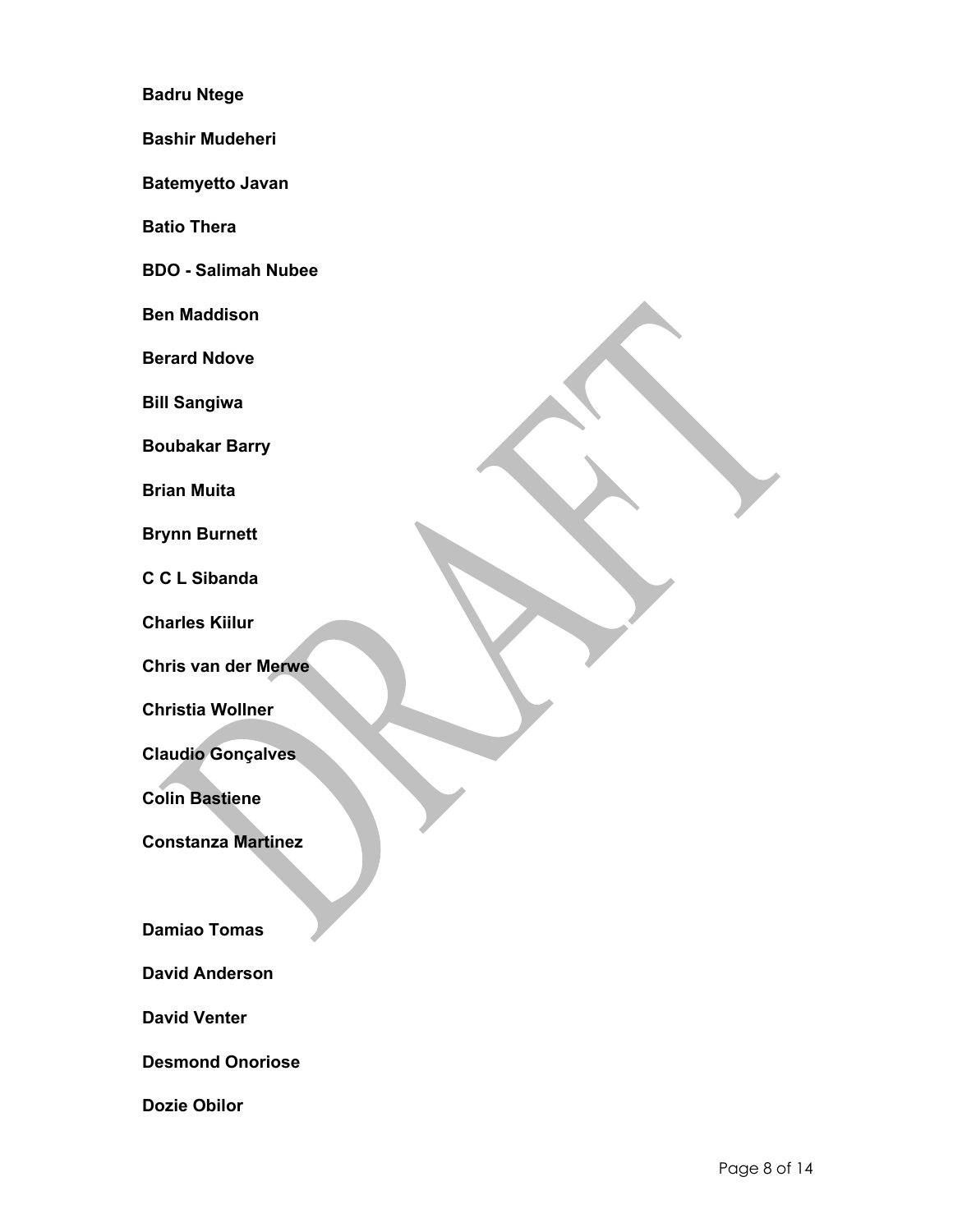**Badru Ntege**

**Bashir Mudeheri**

**Batemyetto Javan**

**Batio Thera**

**BDO - Salimah Nubee**

**Ben Maddison**

**Berard Ndove**

**Bill Sangiwa**

**Boubakar Barry**

**Brian Muita**

**Brynn Burnett**

**C C L Sibanda**

**Charles Kiilur**

**Chris van der Merwe**

**Christia Wollner**

**Claudio Gonçalves**

**Colin Bastiene**

**Constanza Martinez**

**Damiao Tomas**

**David Anderson**

**David Venter**

**Desmond Onoriose**

**Dozie Obilor**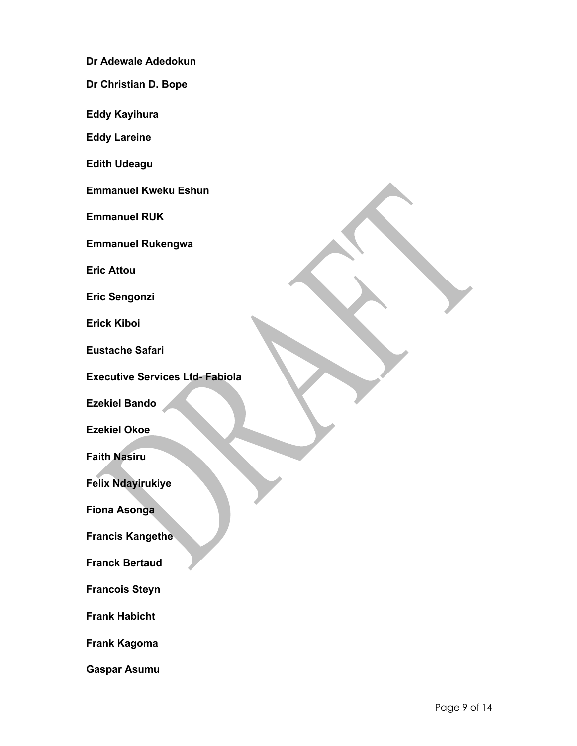**Dr Adewale Adedokun**

**Dr Christian D. Bope**

**Eddy Kayihura**

**Eddy Lareine**

**Edith Udeagu**

**Emmanuel Kweku Eshun**

**Emmanuel RUK**

**Emmanuel Rukengwa**

**Eric Attou**

**Eric Sengonzi**

**Erick Kiboi**

**Eustache Safari**

**Executive Services Ltd- Fabiola**

**Ezekiel Bando**

**Ezekiel Okoe**

**Faith Nasiru**

**Felix Ndayirukiye**

**Fiona Asonga**

**Francis Kangethe**

**Franck Bertaud**

**Francois Steyn**

**Frank Habicht**

**Frank Kagoma**

**Gaspar Asumu**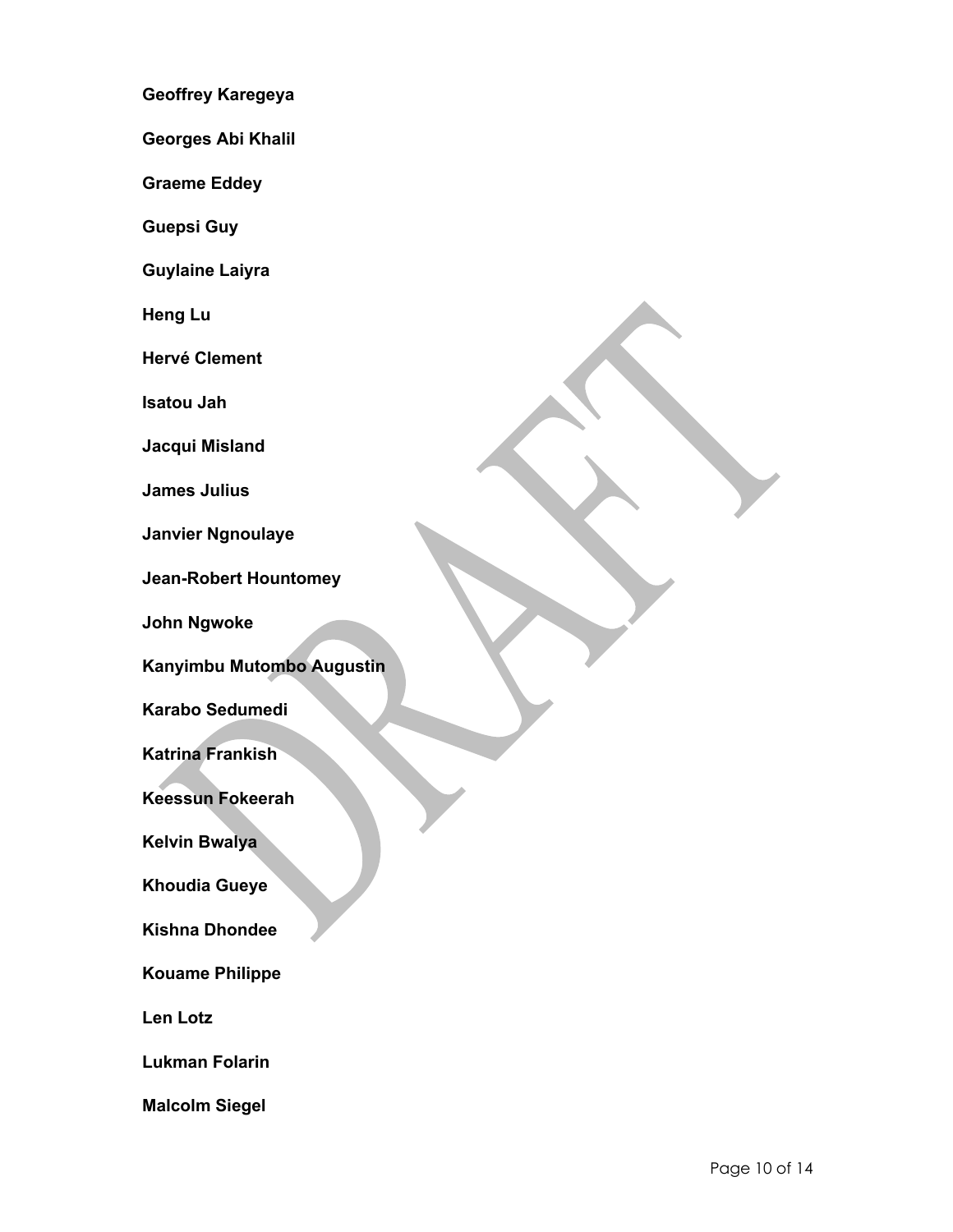**Geoffrey Karegeya**

**Georges Abi Khalil**

**Graeme Eddey**

**Guepsi Guy**

**Guylaine Laiyra**

**Heng Lu**

**Hervé Clement**

**Isatou Jah**

**Jacqui Misland**

**James Julius**

**Janvier Ngnoulaye**

**Jean-Robert Hountomey**

**John Ngwoke**

**Kanyimbu Mutombo Augustin**

**Karabo Sedumedi**

**Katrina Frankish**

**Keessun Fokeerah**

**Kelvin Bwalya**

**Khoudia Gueye**

**Kishna Dhondee**

**Kouame Philippe**

**Len Lotz**

**Lukman Folarin**

**Malcolm Siegel**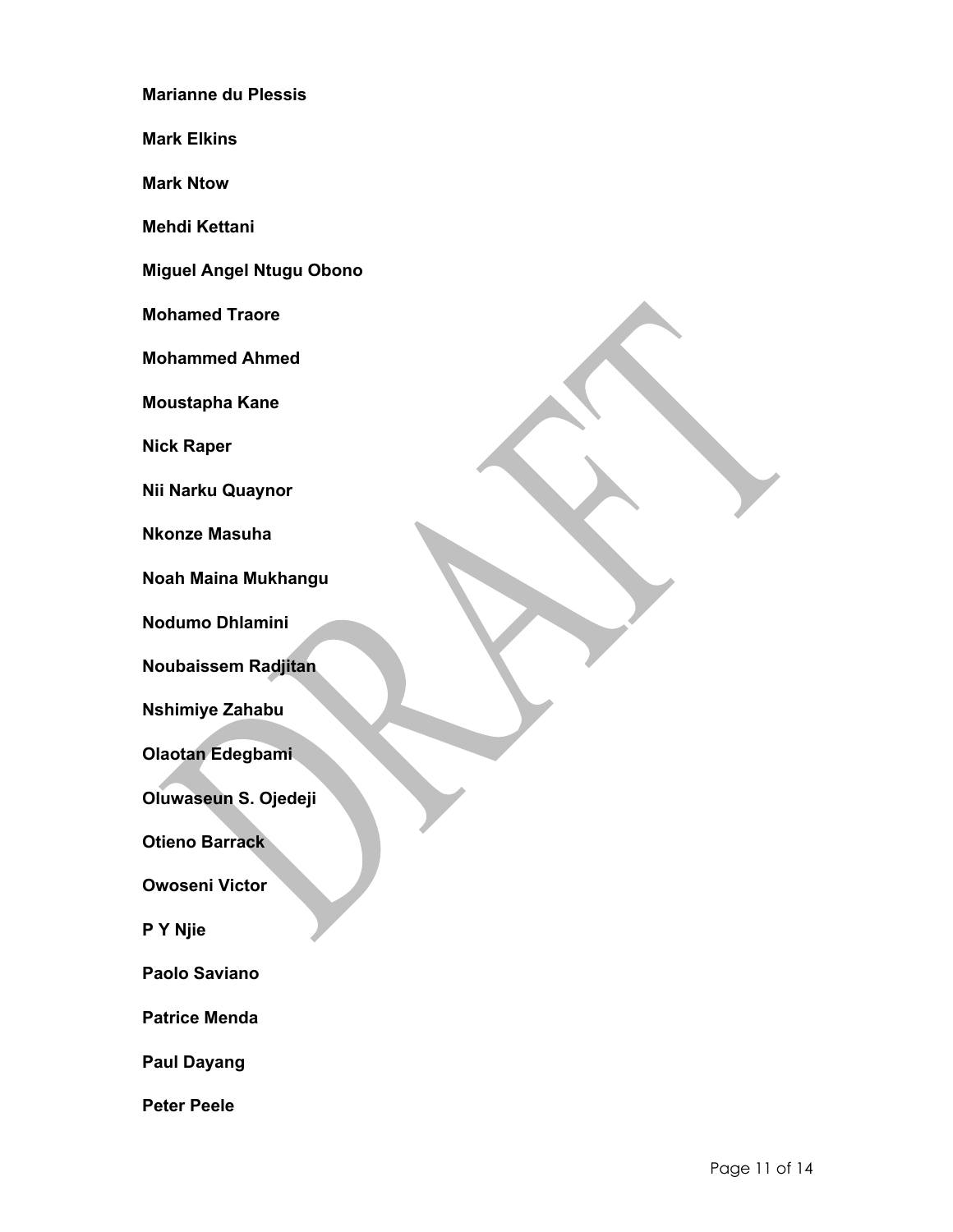**Marianne du Plessis**

**Mark Elkins**

**Mark Ntow**

**Mehdi Kettani**

**Miguel Angel Ntugu Obono**

**Mohamed Traore**

**Mohammed Ahmed**

**Moustapha Kane**

**Nick Raper**

**Nii Narku Quaynor**

**Nkonze Masuha**

**Noah Maina Mukhangu**

**Nodumo Dhlamini**

**Noubaissem Radjitan**

**Nshimiye Zahabu**

**Olaotan Edegbami**

**Oluwaseun S. Ojedeji**

**Otieno Barrack**

**Owoseni Victor**

**P Y Njie**

**Paolo Saviano**

**Patrice Menda**

**Paul Dayang**

**Peter Peele**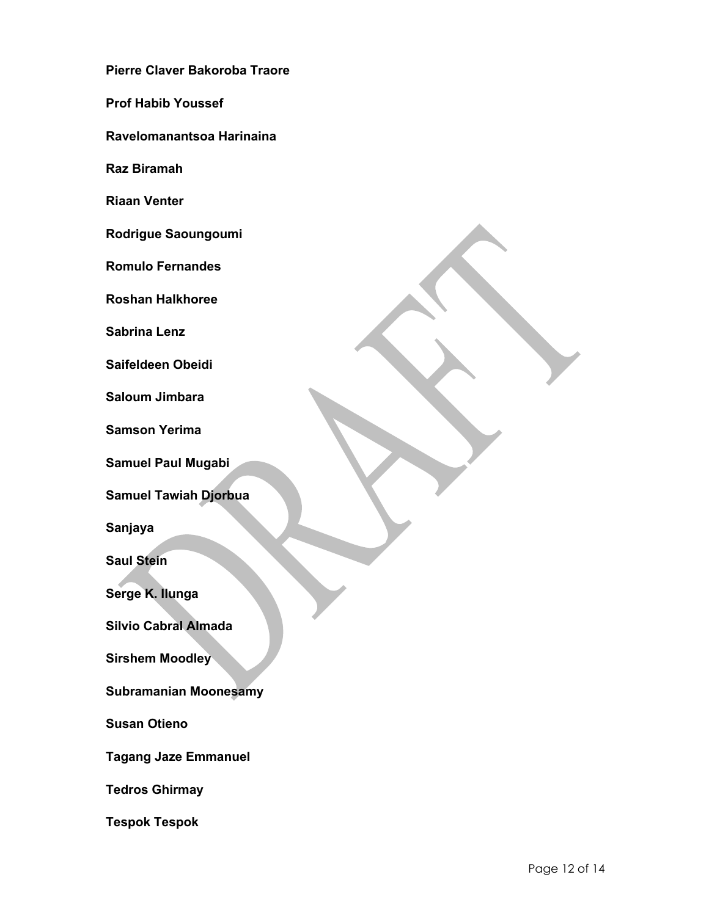**Pierre Claver Bakoroba Traore**

**Prof Habib Youssef**

**Ravelomanantsoa Harinaina**

**Raz Biramah**

**Riaan Venter**

**Rodrigue Saoungoumi**

**Romulo Fernandes**

**Roshan Halkhoree**

**Sabrina Lenz**

**Saifeldeen Obeidi**

**Saloum Jimbara**

**Samson Yerima**

**Samuel Paul Mugabi**

**Samuel Tawiah Djorbua**

**Sanjaya**

**Saul Stein**

**Serge K. Ilunga**

**Silvio Cabral Almada**

**Sirshem Moodley**

**Subramanian Moonesamy**

**Susan Otieno**

**Tagang Jaze Emmanuel**

**Tedros Ghirmay**

**Tespok Tespok**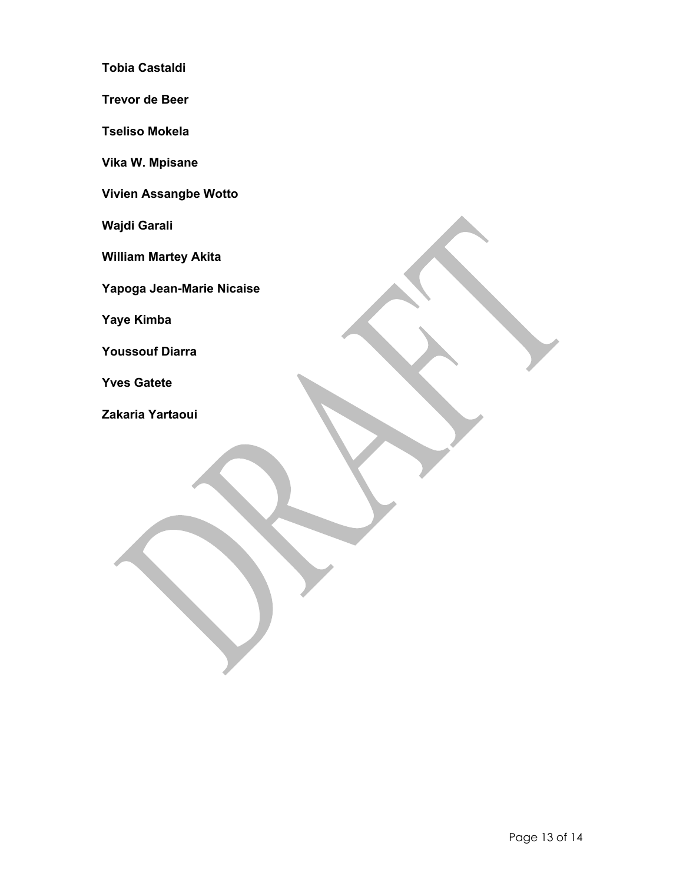**Tobia Castaldi**

**Trevor de Beer**

**Tseliso Mokela**

**Vika W. Mpisane**

**Vivien Assangbe Wotto**

**Wajdi Garali**

**William Martey Akita**

**Yapoga Jean-Marie Nicaise**

**Yaye Kimba**

**Youssouf Diarra**

**Yves Gatete**

**Zakaria Yartaoui**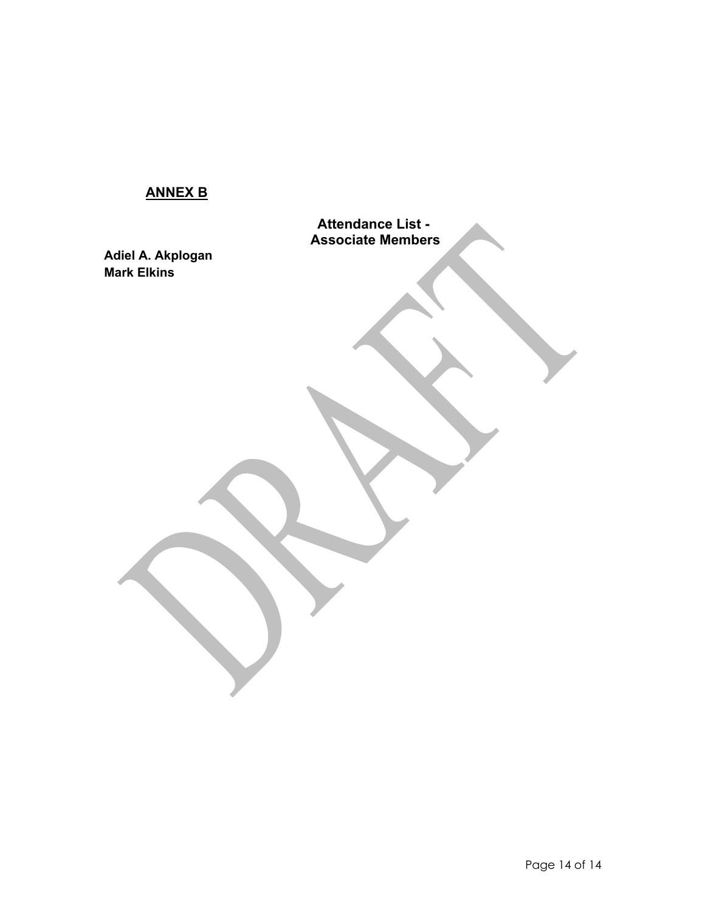## ANNEX B

**Attendance List - Associate Members**

**Adiel A. Akplogan**
**Mark Elkins**